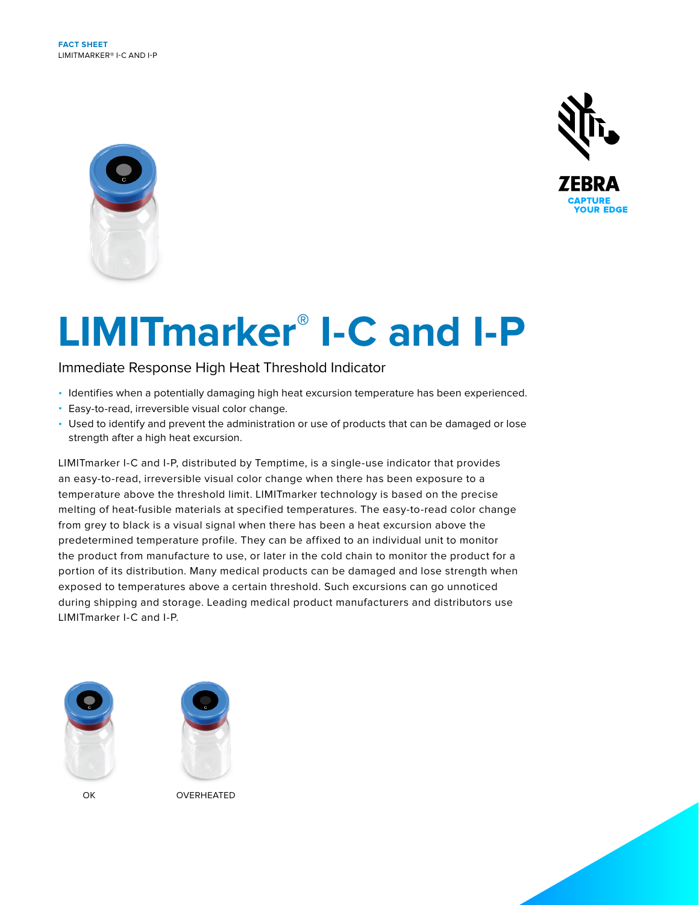FACT SHEET
LIMITMARKER® I-C AND I-P

ZEBRA
CAPTURE YOUR EDGE

# LIMITmarker® I-C and I-P

## Immediate Response High Heat Threshold Indicator

- Identifies when a potentially damaging high heat excursion temperature has been experienced.
- Easy-to-read, irreversible visual color change.
- Used to identify and prevent the administration or use of products that can be damaged or lose strength after a high heat excursion.

LIMITmarker I-C and I-P, distributed by Temptime, is a single-use indicator that provides an easy-to-read, irreversible visual color change when there has been exposure to a temperature above the threshold limit. LIMITmarker technology is based on the precise melting of heat-fusible materials at specified temperatures. The easy-to-read color change from grey to black is a visual signal when there has been a heat excursion above the predetermined temperature profile. They can be affixed to an individual unit to monitor the product from manufacture to use, or later in the cold chain to monitor the product for a portion of its distribution. Many medical products can be damaged and lose strength when exposed to temperatures above a certain threshold. Such excursions can go unnoticed during shipping and storage. Leading medical product manufacturers and distributors use LIMITmarker I-C and I-P.

OK

OVERHEATED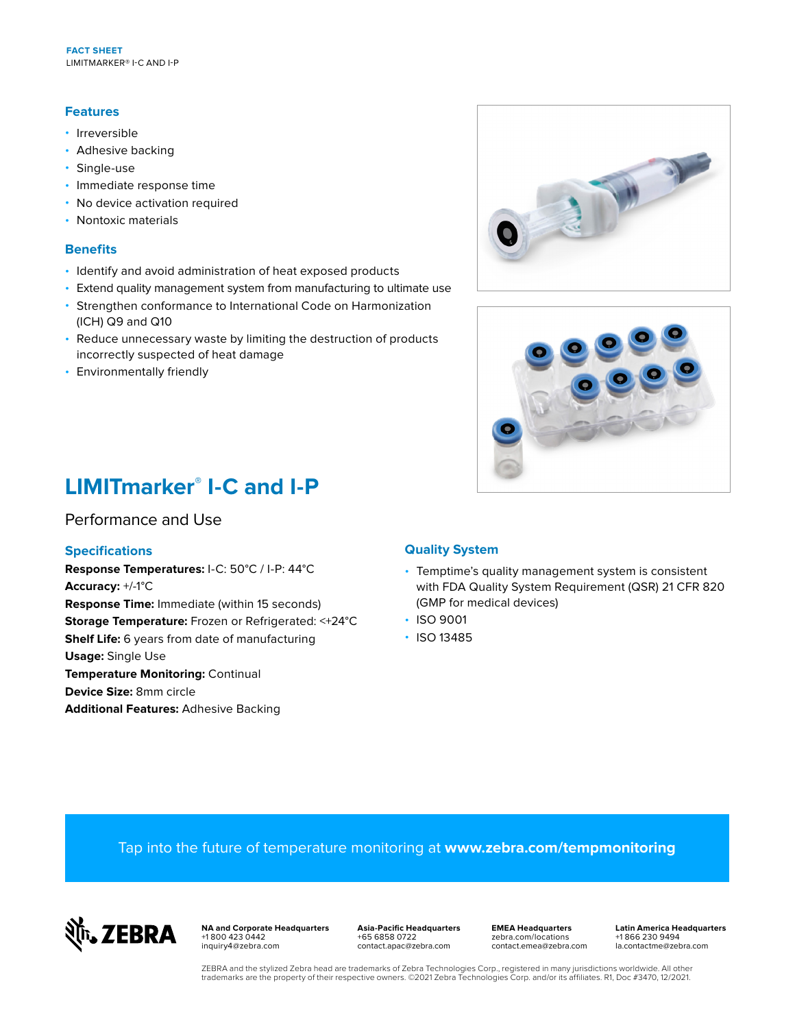## Features

- Irreversible
- Adhesive backing
- Single-use
- Immediate response time
- No device activation required
- Nontoxic materials

## Benefits

- Identify and avoid administration of heat exposed products
- Extend quality management system from manufacturing to ultimate use
- Strengthen conformance to International Code on Harmonization (ICH) Q9 and Q10
- Reduce unnecessary waste by limiting the destruction of products incorrectly suspected of heat damage
- Environmentally friendly

# LIMITmarker® I-C and I-P

Performance and Use

## Specifications

**Response Temperatures:** I-C: 50°C / I-P: 44°C
**Accuracy:** +/-1°C
**Response Time:** Immediate (within 15 seconds)
**Storage Temperature:** Frozen or Refrigerated: <+24°C
**Shelf Life:** 6 years from date of manufacturing
**Usage:** Single Use
**Temperature Monitoring:** Continual
**Device Size:** 8mm circle
**Additional Features:** Adhesive Backing

## Quality System

- Temptime's quality management system is consistent with FDA Quality System Requirement (QSR) 21 CFR 820 (GMP for medical devices)
- ISO 9001
- ISO 13485

Tap into the future of temperature monitoring at **www.zebra.com/tempmonitoring**

**NA and Corporate Headquarters**
+1 800 423 0442
inquiry4@zebra.com

**Asia-Pacific Headquarters**
+65 6858 0722
contact.apac@zebra.com

**EMEA Headquarters**
zebra.com/locations
contact.emea@zebra.com

**Latin America Headquarters**
+1 866 230 9494
la.contactme@zebra.com

ZEBRA and the stylized Zebra head are trademarks of Zebra Technologies Corp., registered in many jurisdictions worldwide. All other trademarks are the property of their respective owners. ©2021 Zebra Technologies Corp. and/or its affiliates. R1, Doc #3470, 12/2021.